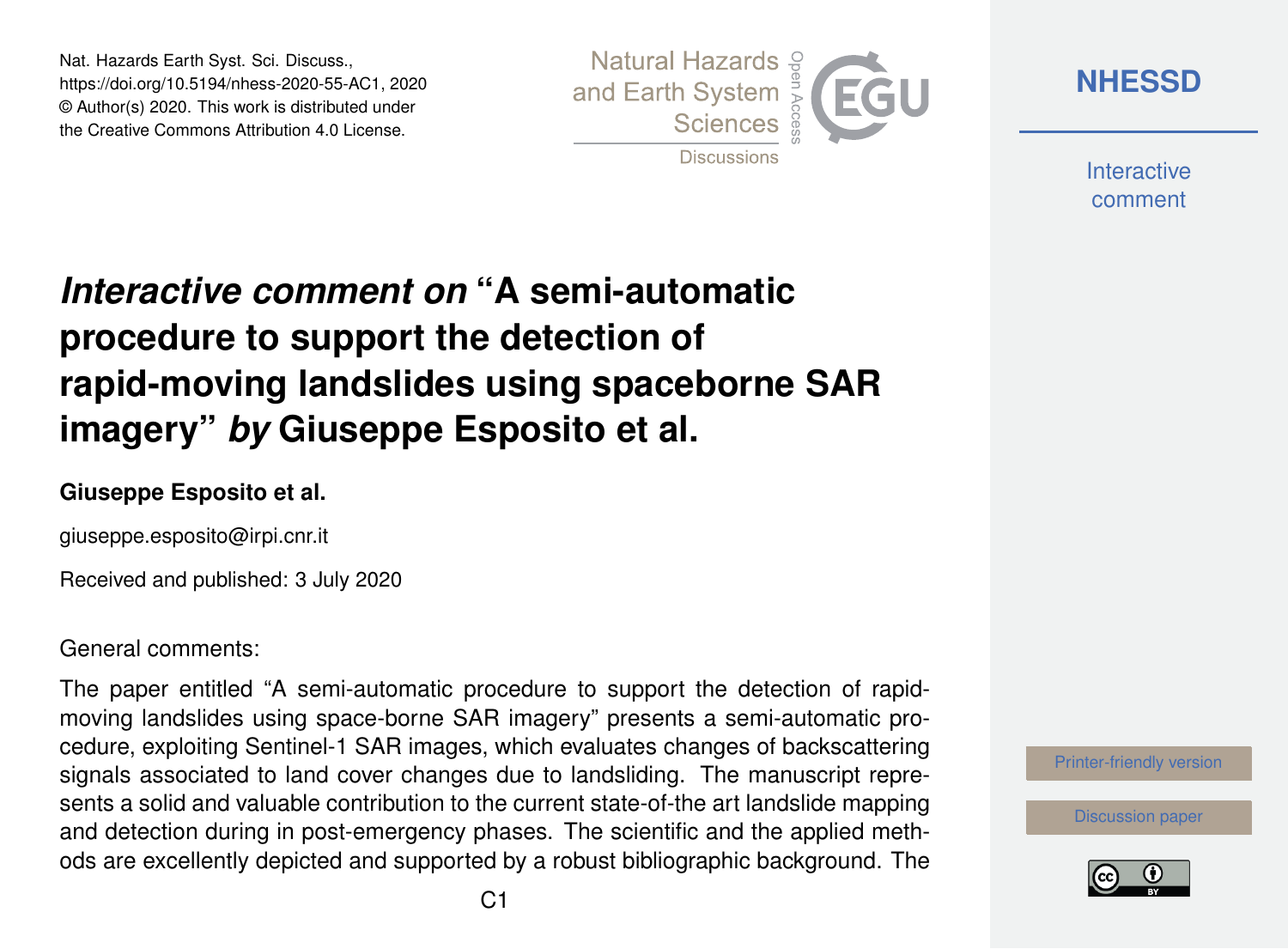Nat. Hazards Earth Syst. Sci. Discuss.,
https://doi.org/10.5194/nhess-2020-55-AC1, 2020
© Author(s) 2020. This work is distributed under
the Creative Commons Attribution 4.0 License.

# *Interactive comment on* "A semi-automatic procedure to support the detection of rapid-moving landslides using spaceborne SAR imagery" *by* Giuseppe Esposito et al.

**Giuseppe Esposito et al.**

giuseppe.esposito@irpi.cnr.it

Received and published: 3 July 2020

General comments:

The paper entitled "A semi-automatic procedure to support the detection of rapid-moving landslides using space-borne SAR imagery" presents a semi-automatic procedure, exploiting Sentinel-1 SAR images, which evaluates changes of backscattering signals associated to land cover changes due to landsliding. The manuscript represents a solid and valuable contribution to the current state-of-the art landslide mapping and detection during in post-emergency phases. The scientific and the applied methods are excellently depicted and supported by a robust bibliographic background. The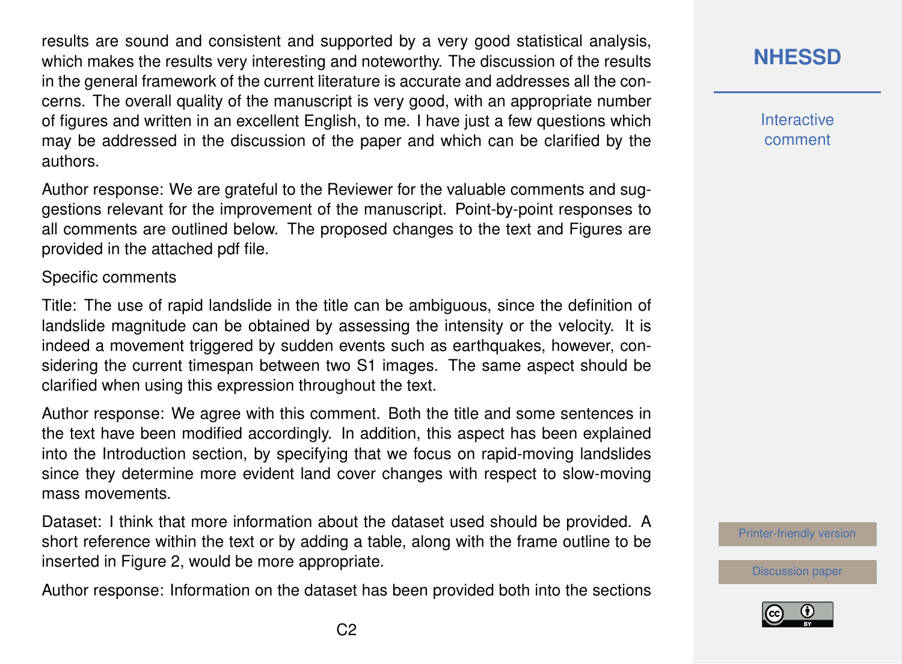results are sound and consistent and supported by a very good statistical analysis, which makes the results very interesting and noteworthy. The discussion of the results in the general framework of the current literature is accurate and addresses all the concerns. The overall quality of the manuscript is very good, with an appropriate number of figures and written in an excellent English, to me. I have just a few questions which may be addressed in the discussion of the paper and which can be clarified by the authors.

Author response: We are grateful to the Reviewer for the valuable comments and suggestions relevant for the improvement of the manuscript. Point-by-point responses to all comments are outlined below. The proposed changes to the text and Figures are provided in the attached pdf file.

Specific comments

Title: The use of rapid landslide in the title can be ambiguous, since the definition of landslide magnitude can be obtained by assessing the intensity or the velocity. It is indeed a movement triggered by sudden events such as earthquakes, however, considering the current timespan between two S1 images. The same aspect should be clarified when using this expression throughout the text.

Author response: We agree with this comment. Both the title and some sentences in the text have been modified accordingly. In addition, this aspect has been explained into the Introduction section, by specifying that we focus on rapid-moving landslides since they determine more evident land cover changes with respect to slow-moving mass movements.

Dataset: I think that more information about the dataset used should be provided. A short reference within the text or by adding a table, along with the frame outline to be inserted in Figure 2, would be more appropriate.

Author response: Information on the dataset has been provided both into the sections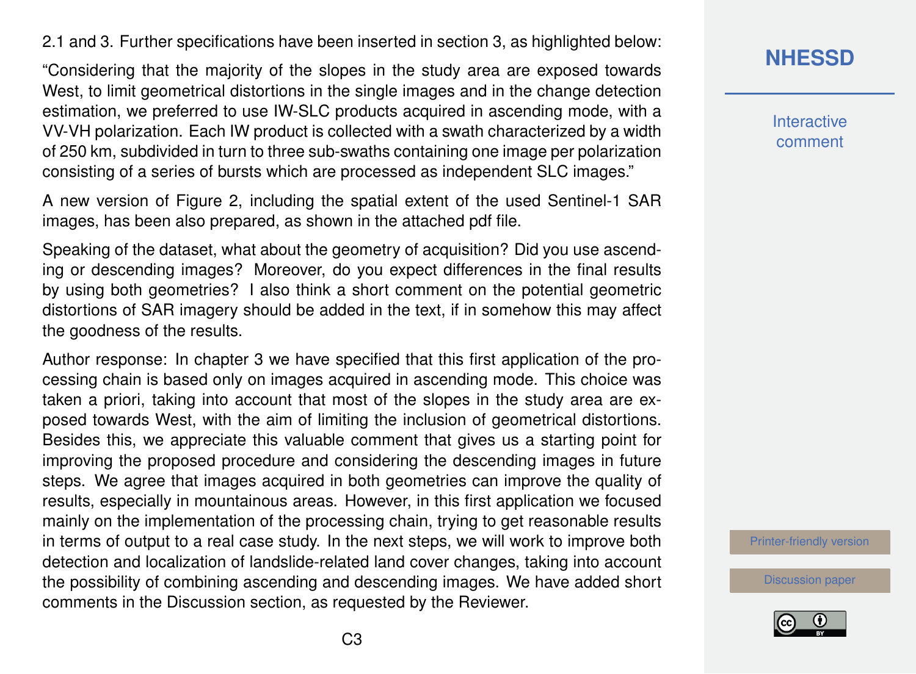2.1 and 3. Further specifications have been inserted in section 3, as highlighted below:

"Considering that the majority of the slopes in the study area are exposed towards West, to limit geometrical distortions in the single images and in the change detection estimation, we preferred to use IW-SLC products acquired in ascending mode, with a VV-VH polarization. Each IW product is collected with a swath characterized by a width of 250 km, subdivided in turn to three sub-swaths containing one image per polarization consisting of a series of bursts which are processed as independent SLC images."

A new version of Figure 2, including the spatial extent of the used Sentinel-1 SAR images, has been also prepared, as shown in the attached pdf file.

Speaking of the dataset, what about the geometry of acquisition? Did you use ascending or descending images? Moreover, do you expect differences in the final results by using both geometries? I also think a short comment on the potential geometric distortions of SAR imagery should be added in the text, if in somehow this may affect the goodness of the results.

Author response: In chapter 3 we have specified that this first application of the processing chain is based only on images acquired in ascending mode. This choice was taken a priori, taking into account that most of the slopes in the study area are exposed towards West, with the aim of limiting the inclusion of geometrical distortions. Besides this, we appreciate this valuable comment that gives us a starting point for improving the proposed procedure and considering the descending images in future steps. We agree that images acquired in both geometries can improve the quality of results, especially in mountainous areas. However, in this first application we focused mainly on the implementation of the processing chain, trying to get reasonable results in terms of output to a real case study. In the next steps, we will work to improve both detection and localization of landslide-related land cover changes, taking into account the possibility of combining ascending and descending images. We have added short comments in the Discussion section, as requested by the Reviewer.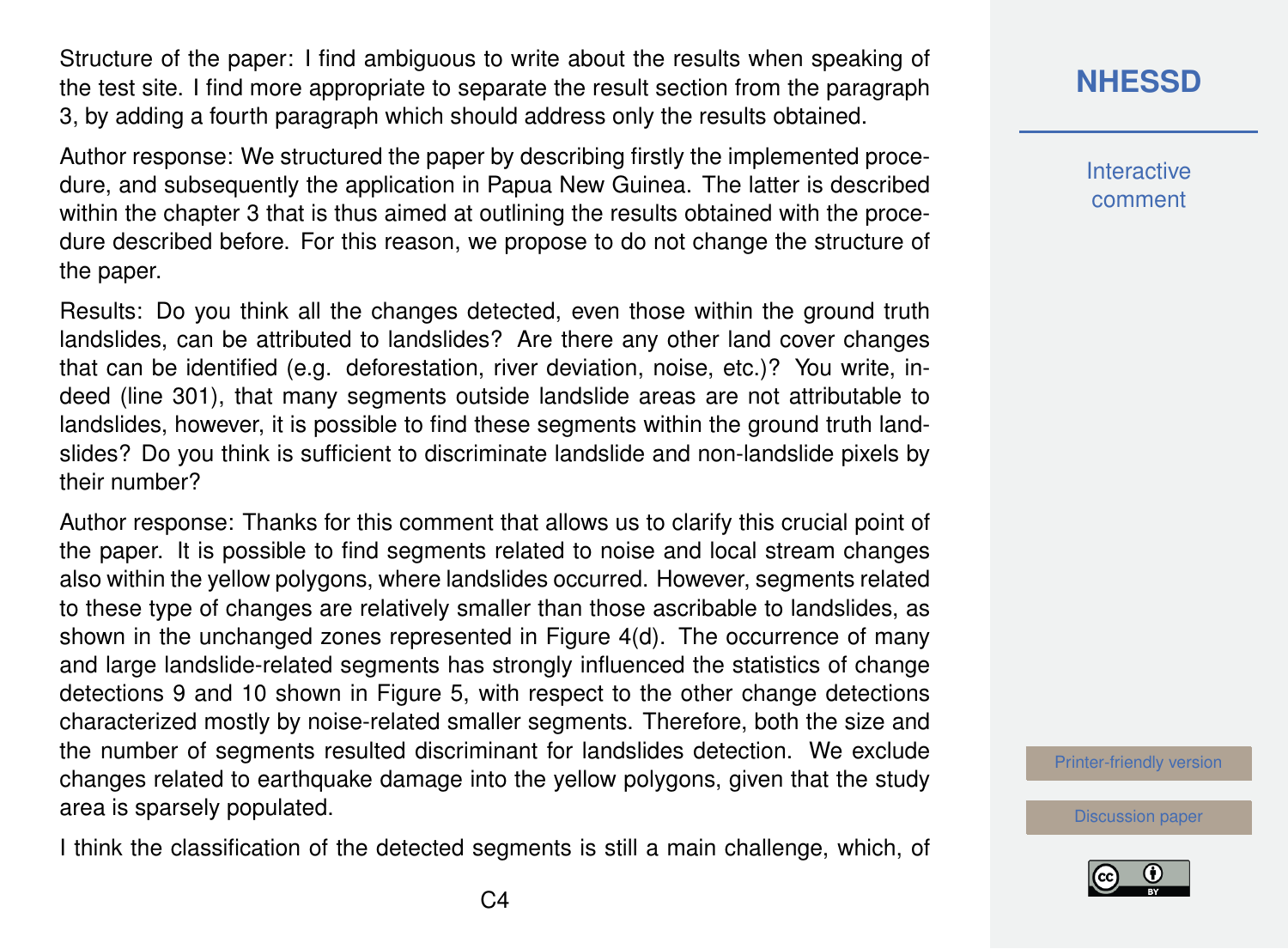Structure of the paper: I find ambiguous to write about the results when speaking of the test site. I find more appropriate to separate the result section from the paragraph 3, by adding a fourth paragraph which should address only the results obtained.

Author response: We structured the paper by describing firstly the implemented procedure, and subsequently the application in Papua New Guinea. The latter is described within the chapter 3 that is thus aimed at outlining the results obtained with the procedure described before. For this reason, we propose to do not change the structure of the paper.

Results: Do you think all the changes detected, even those within the ground truth landslides, can be attributed to landslides? Are there any other land cover changes that can be identified (e.g. deforestation, river deviation, noise, etc.)? You write, indeed (line 301), that many segments outside landslide areas are not attributable to landslides, however, it is possible to find these segments within the ground truth landslides? Do you think is sufficient to discriminate landslide and non-landslide pixels by their number?

Author response: Thanks for this comment that allows us to clarify this crucial point of the paper. It is possible to find segments related to noise and local stream changes also within the yellow polygons, where landslides occurred. However, segments related to these type of changes are relatively smaller than those ascribable to landslides, as shown in the unchanged zones represented in Figure 4(d). The occurrence of many and large landslide-related segments has strongly influenced the statistics of change detections 9 and 10 shown in Figure 5, with respect to the other change detections characterized mostly by noise-related smaller segments. Therefore, both the size and the number of segments resulted discriminant for landslides detection. We exclude changes related to earthquake damage into the yellow polygons, given that the study area is sparsely populated.

I think the classification of the detected segments is still a main challenge, which, of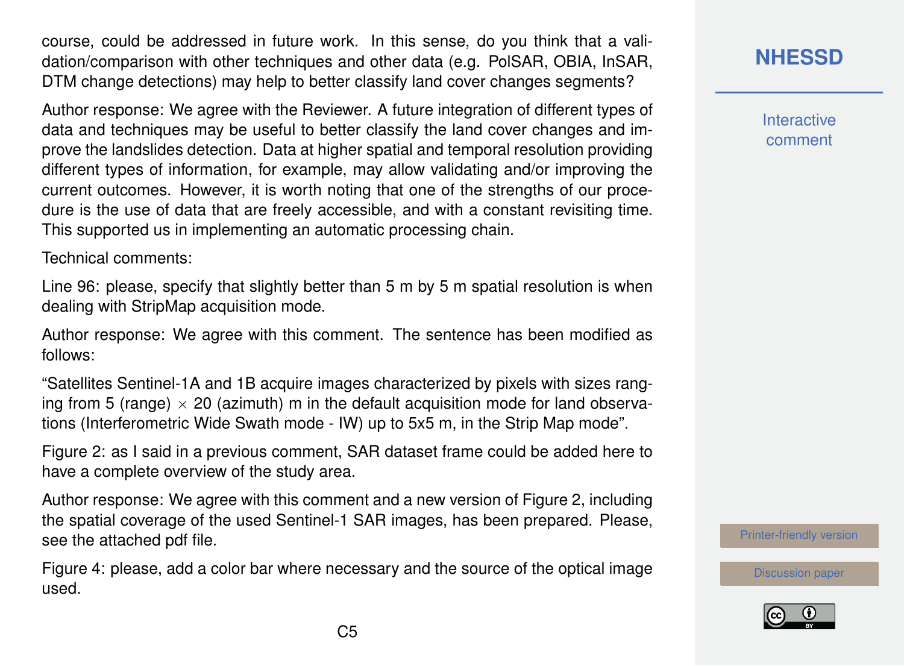course, could be addressed in future work. In this sense, do you think that a validation/comparison with other techniques and other data (e.g. PolSAR, OBIA, InSAR, DTM change detections) may help to better classify land cover changes segments?

Author response: We agree with the Reviewer. A future integration of different types of data and techniques may be useful to better classify the land cover changes and improve the landslides detection. Data at higher spatial and temporal resolution providing different types of information, for example, may allow validating and/or improving the current outcomes. However, it is worth noting that one of the strengths of our procedure is the use of data that are freely accessible, and with a constant revisiting time. This supported us in implementing an automatic processing chain.

Technical comments:

Line 96: please, specify that slightly better than 5 m by 5 m spatial resolution is when dealing with StripMap acquisition mode.

Author response: We agree with this comment. The sentence has been modified as follows:

"Satellites Sentinel-1A and 1B acquire images characterized by pixels with sizes ranging from 5 (range) $\times$ 20 (azimuth) m in the default acquisition mode for land observations (Interferometric Wide Swath mode - IW) up to 5x5 m, in the Strip Map mode".

Figure 2: as I said in a previous comment, SAR dataset frame could be added here to have a complete overview of the study area.

Author response: We agree with this comment and a new version of Figure 2, including the spatial coverage of the used Sentinel-1 SAR images, has been prepared. Please, see the attached pdf file.

Figure 4: please, add a color bar where necessary and the source of the optical image used.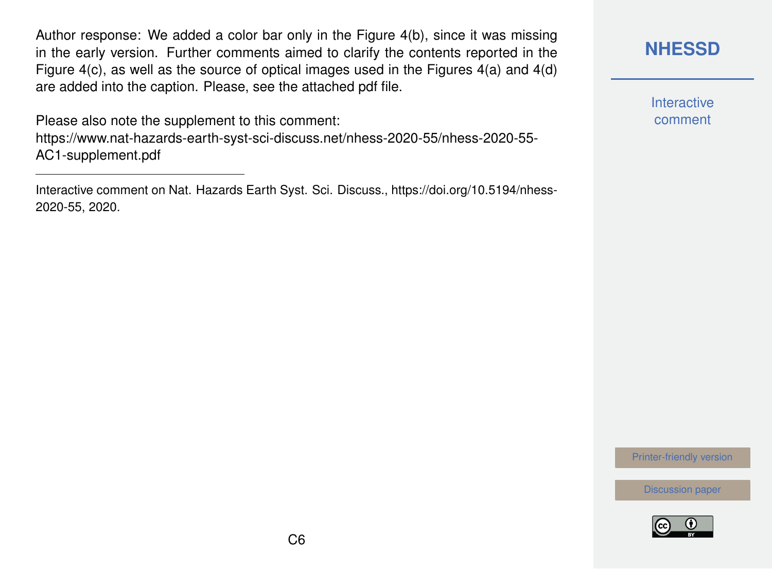Author response: We added a color bar only in the Figure 4(b), since it was missing in the early version. Further comments aimed to clarify the contents reported in the Figure 4(c), as well as the source of optical images used in the Figures 4(a) and 4(d) are added into the caption. Please, see the attached pdf file.

Please also note the supplement to this comment:
https://www.nat-hazards-earth-syst-sci-discuss.net/nhess-2020-55/nhess-2020-55-AC1-supplement.pdf

---

Interactive comment on Nat. Hazards Earth Syst. Sci. Discuss., https://doi.org/10.5194/nhess-2020-55, 2020.